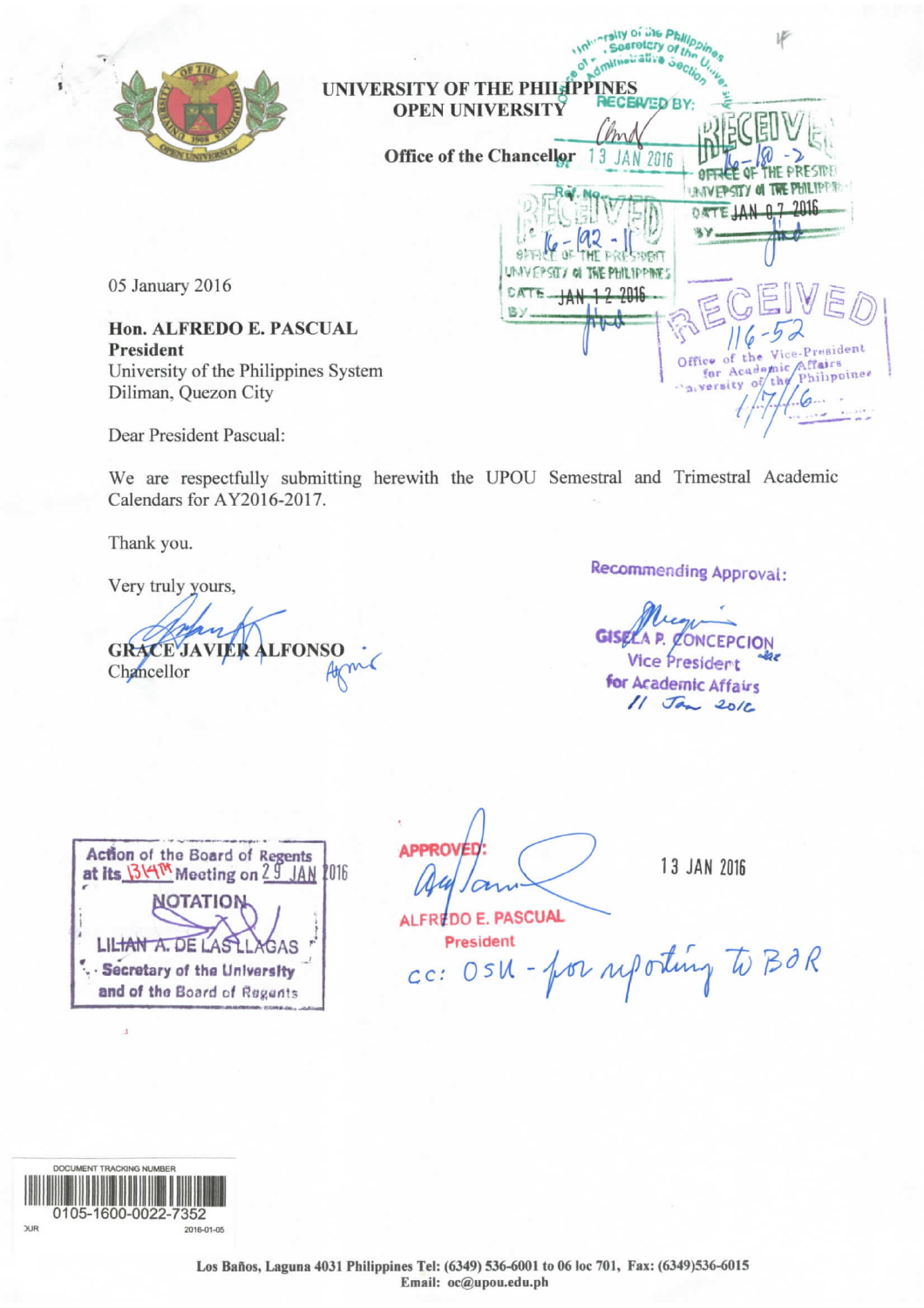# UNIVERSITY OF THE PHILIPPINES
## OPEN UNIVERSITY

**Office of the Chancellor**

University of the Philippines, Secretary of the University, Administrative Section
RECEIVED BY: 13 JAN 2016

RECEIVED 16-18-2
OFFICE OF THE PRESIDENT
UNIVERSITY of THE PHILIPPINES
DATE JAN 07 2016

RECEIVED 16-192-11
OFFICE OF THE PRESIDENT
UNIVERSITY of THE PHILIPPINES
DATE JAN 12 2016

RECEIVED 116-52
Office of the Vice-President for Academic Affairs
University of the Philippines
1/7/16

05 January 2016

**Hon. ALFREDO E. PASCUAL**
**President**
University of the Philippines System
Diliman, Quezon City

Dear President Pascual:

We are respectfully submitting herewith the UPOU Semestral and Trimestral Academic Calendars for AY2016-2017.

Thank you.

Very truly yours,

**GRACE JAVIER ALFONSO**
Chancellor

Recommending Approval:

**GISELA P. CONCEPCION**
Vice President
for Academic Affairs
11 Jan 2016

Action of the Board of Regents at its 1314th Meeting on 29 JAN 2016
NOTATION
LILIAN A. DE LAS LLAGAS
Secretary of the University and of the Board of Regents

APPROVED:

ALFREDO E. PASCUAL
President

13 JAN 2016

cc: OSU - for reporting to BOR

DOCUMENT TRACKING NUMBER
0105-1600-0022-7352
2016-01-05

Los Baños, Laguna 4031 Philippines Tel: (6349) 536-6001 to 06 loc 701, Fax: (6349)536-6015
Email: oc@upou.edu.ph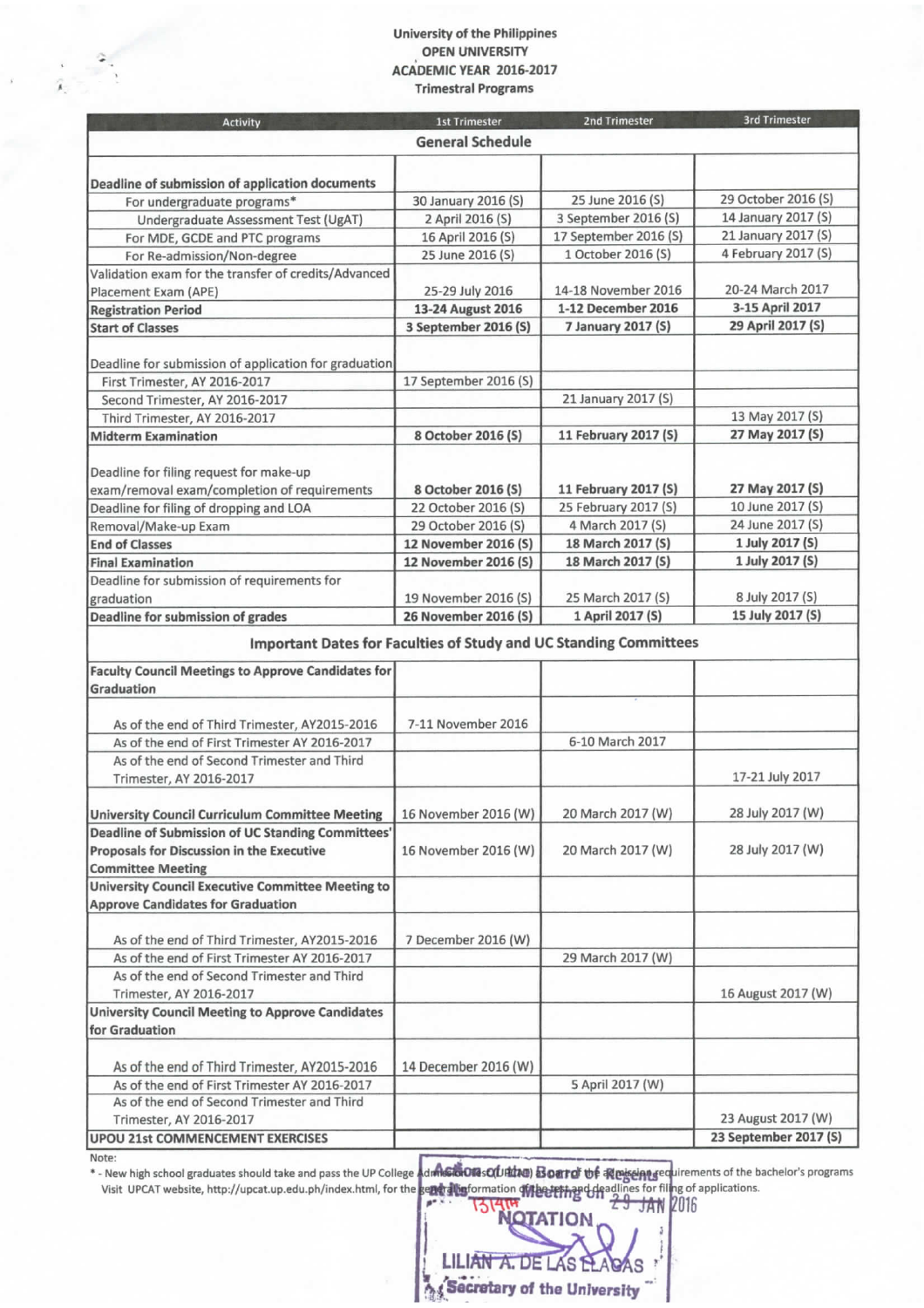**University of the Philippines**
**OPEN UNIVERSITY**
**ACADEMIC YEAR 2016-2017**
**Trimestral Programs**

| Activity | 1st Trimester | 2nd Trimester | 3rd Trimester |
|---|---|---|---|
| **General Schedule** | | | |
| **Deadline of submission of application documents** | | | |
| For undergraduate programs* | 30 January 2016 (S) | 25 June 2016 (S) | 29 October 2016 (S) |
| Undergraduate Assessment Test (UgAT) | 2 April 2016 (S) | 3 September 2016 (S) | 14 January 2017 (S) |
| For MDE, GCDE and PTC programs | 16 April 2016 (S) | 17 September 2016 (S) | 21 January 2017 (S) |
| For Re-admission/Non-degree | 25 June 2016 (S) | 1 October 2016 (S) | 4 February 2017 (S) |
| Validation exam for the transfer of credits/Advanced Placement Exam (APE) | 25-29 July 2016 | 14-18 November 2016 | 20-24 March 2017 |
| **Registration Period** | **13-24 August 2016** | **1-12 December 2016** | **3-15 April 2017** |
| **Start of Classes** | **3 September 2016 (S)** | **7 January 2017 (S)** | **29 April 2017 (S)** |
| Deadline for submission of application for graduation | | | |
| First Trimester, AY 2016-2017 | 17 September 2016 (S) | | |
| Second Trimester, AY 2016-2017 | | 21 January 2017 (S) | |
| Third Trimester, AY 2016-2017 | | | 13 May 2017 (S) |
| **Midterm Examination** | **8 October 2016 (S)** | **11 February 2017 (S)** | **27 May 2017 (S)** |
| Deadline for filing request for make-up exam/removal exam/completion of requirements | **8 October 2016 (S)** | **11 February 2017 (S)** | **27 May 2017 (S)** |
| Deadline for filing of dropping and LOA | 22 October 2016 (S) | 25 February 2017 (S) | 10 June 2017 (S) |
| Removal/Make-up Exam | 29 October 2016 (S) | 4 March 2017 (S) | 24 June 2017 (S) |
| **End of Classes** | **12 November 2016 (S)** | **18 March 2017 (S)** | **1 July 2017 (S)** |
| **Final Examination** | **12 November 2016 (S)** | **18 March 2017 (S)** | **1 July 2017 (S)** |
| Deadline for submission of requirements for graduation | 19 November 2016 (S) | 25 March 2017 (S) | 8 July 2017 (S) |
| **Deadline for submission of grades** | **26 November 2016 (S)** | **1 April 2017 (S)** | **15 July 2017 (S)** |
| **Important Dates for Faculties of Study and UC Standing Committees** | | | |
| **Faculty Council Meetings to Approve Candidates for Graduation** | | | |
| As of the end of Third Trimester, AY2015-2016 | 7-11 November 2016 | | |
| As of the end of First Trimester AY 2016-2017 | | 6-10 March 2017 | |
| As of the end of Second Trimester and Third Trimester, AY 2016-2017 | | | 17-21 July 2017 |
| **University Council Curriculum Committee Meeting** | 16 November 2016 (W) | 20 March 2017 (W) | 28 July 2017 (W) |
| **Deadline of Submission of UC Standing Committees' Proposals for Discussion in the Executive Committee Meeting** | 16 November 2016 (W) | 20 March 2017 (W) | 28 July 2017 (W) |
| **University Council Executive Committee Meeting to Approve Candidates for Graduation** | | | |
| As of the end of Third Trimester, AY2015-2016 | 7 December 2016 (W) | | |
| As of the end of First Trimester AY 2016-2017 | | 29 March 2017 (W) | |
| As of the end of Second Trimester and Third Trimester, AY 2016-2017 | | | 16 August 2017 (W) |
| **University Council Meeting to Approve Candidates for Graduation** | | | |
| As of the end of Third Trimester, AY2015-2016 | 14 December 2016 (W) | | |
| As of the end of First Trimester AY 2016-2017 | | 5 April 2017 (W) | |
| As of the end of Second Trimester and Third Trimester, AY 2016-2017 | | | 23 August 2017 (W) |
| **UPOU 21st COMMENCEMENT EXERCISES** | | | **23 September 2017 (S)** |

Note:

* - New high school graduates should take and pass the UP College Admission Test (UPCAT) as one of the admission requirements of the bachelor's programs. Visit UPCAT website, http://upcat.up.edu.ph/index.html, for the general information on the test and deadlines for filing of applications.

Action of the Board of Regents
1314th Meeting on 29 JAN 2016
NOTATION
LILIAN A. DE LAS LLAGAS
Secretary of the University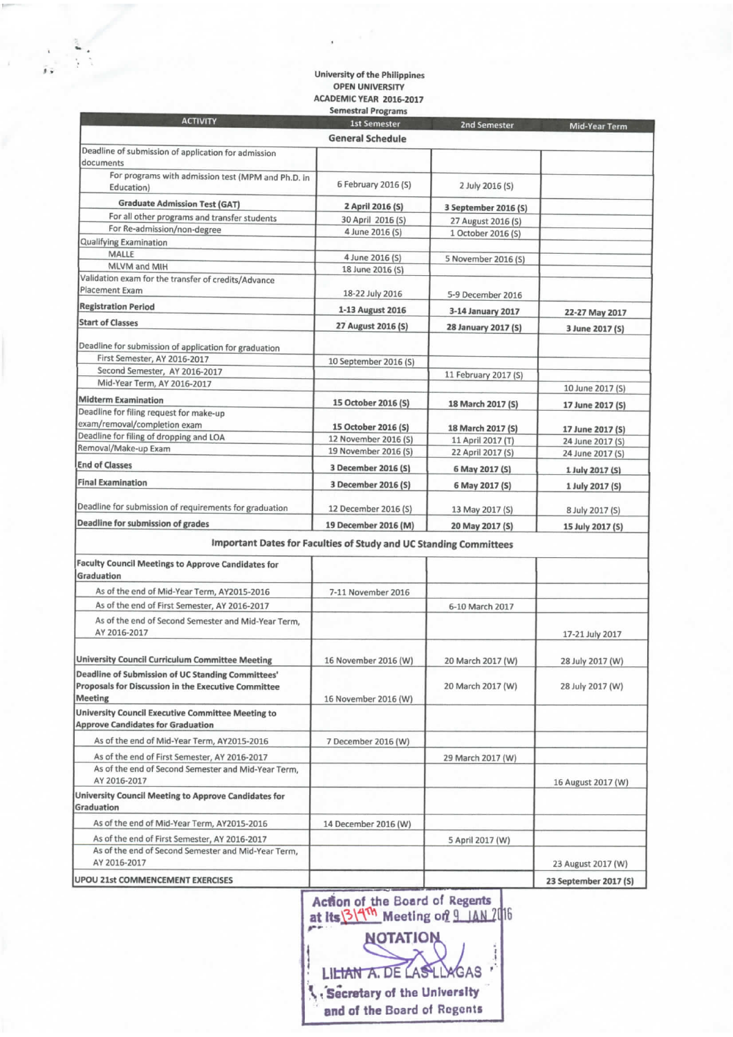**University of the Philippines**
**OPEN UNIVERSITY**
**ACADEMIC YEAR 2016-2017**
**Semestral Programs**

| ACTIVITY | 1st Semester | 2nd Semester | Mid-Year Term |
|---|---|---|---|
| | **General Schedule** | | |
| Deadline of submission of application for admission documents | | | |
| For programs with admission test (MPM and Ph.D. in Education) | 6 February 2016 (S) | 2 July 2016 (S) | |
| **Graduate Admission Test (GAT)** | **2 April 2016 (S)** | **3 September 2016 (S)** | |
| For all other programs and transfer students | 30 April 2016 (S) | 27 August 2016 (S) | |
| For Re-admission/non-degree | 4 June 2016 (S) | 1 October 2016 (S) | |
| Qualifying Examination | | | |
| MALLE | 4 June 2016 (S) | 5 November 2016 (S) | |
| MLVM and MIH | 18 June 2016 (S) | | |
| Validation exam for the transfer of credits/Advance Placement Exam | 18-22 July 2016 | 5-9 December 2016 | |
| **Registration Period** | **1-13 August 2016** | **3-14 January 2017** | **22-27 May 2017** |
| **Start of Classes** | **27 August 2016 (S)** | **28 January 2017 (S)** | **3 June 2017 (S)** |
| Deadline for submission of application for graduation | | | |
| First Semester, AY 2016-2017 | 10 September 2016 (S) | | |
| Second Semester, AY 2016-2017 | | 11 February 2017 (S) | |
| Mid-Year Term, AY 2016-2017 | | | 10 June 2017 (S) |
| **Midterm Examination** | **15 October 2016 (S)** | **18 March 2017 (S)** | **17 June 2017 (S)** |
| Deadline for filing request for make-up exam/removal/completion exam | **15 October 2016 (S)** | **18 March 2017 (S)** | **17 June 2017 (S)** |
| Deadline for filing of dropping and LOA | 12 November 2016 (S) | 11 April 2017 (T) | 24 June 2017 (S) |
| Removal/Make-up Exam | 19 November 2016 (S) | 22 April 2017 (S) | 24 June 2017 (S) |
| **End of Classes** | **3 December 2016 (S)** | **6 May 2017 (S)** | **1 July 2017 (S)** |
| **Final Examination** | **3 December 2016 (S)** | **6 May 2017 (S)** | **1 July 2017 (S)** |
| Deadline for submission of requirements for graduation | 12 December 2016 (S) | 13 May 2017 (S) | 8 July 2017 (S) |
| **Deadline for submission of grades** | **19 December 2016 (M)** | **20 May 2017 (S)** | **15 July 2017 (S)** |
| | **Important Dates for Faculties of Study and UC Standing Committees** | | |
| **Faculty Council Meetings to Approve Candidates for Graduation** | | | |
| As of the end of Mid-Year Term, AY2015-2016 | 7-11 November 2016 | | |
| As of the end of First Semester, AY 2016-2017 | | 6-10 March 2017 | |
| As of the end of Second Semester and Mid-Year Term, AY 2016-2017 | | | 17-21 July 2017 |
| **University Council Curriculum Committee Meeting** | 16 November 2016 (W) | 20 March 2017 (W) | 28 July 2017 (W) |
| **Deadline of Submission of UC Standing Committees' Proposals for Discussion in the Executive Committee Meeting** | 16 November 2016 (W) | 20 March 2017 (W) | 28 July 2017 (W) |
| **University Council Executive Committee Meeting to Approve Candidates for Graduation** | | | |
| As of the end of Mid-Year Term, AY2015-2016 | 7 December 2016 (W) | | |
| As of the end of First Semester, AY 2016-2017 | | 29 March 2017 (W) | |
| As of the end of Second Semester and Mid-Year Term, AY 2016-2017 | | | 16 August 2017 (W) |
| **University Council Meeting to Approve Candidates for Graduation** | | | |
| As of the end of Mid-Year Term, AY2015-2016 | 14 December 2016 (W) | | |
| As of the end of First Semester, AY 2016-2017 | | 5 April 2017 (W) | |
| As of the end of Second Semester and Mid-Year Term, AY 2016-2017 | | | 23 August 2017 (W) |
| **UPOU 21st COMMENCEMENT EXERCISES** | | | **23 September 2017 (S)** |

Action of the Board of Regents
at its 1314th Meeting on 9 JAN 2016

NOTATION

LILIAN A. DE LAS LLAGAS
Secretary of the University
and of the Board of Regents